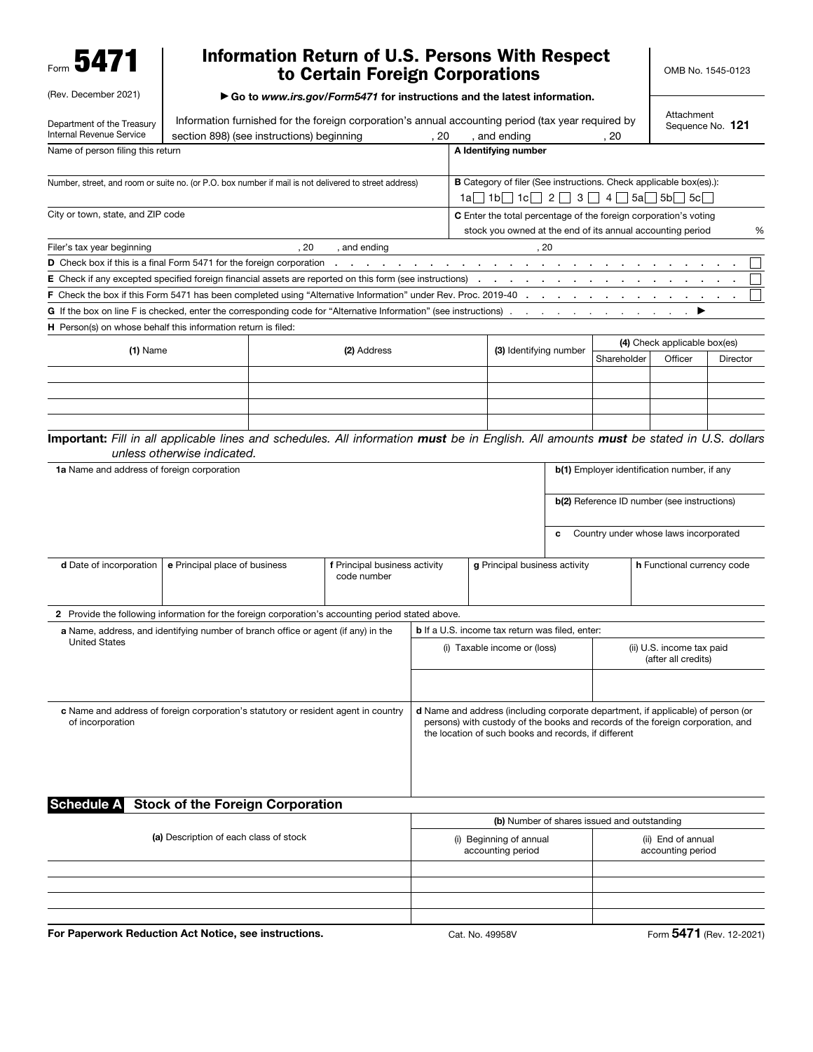Form **5471**

(Rev. December 2021)

Department of the Treasury
Internal Revenue Service

# Information Return of U.S. Persons With Respect to Certain Foreign Corporations

▶ Go to *www.irs.gov/Form5471* for instructions and the latest information.

OMB No. 1545-0123

Attachment Sequence No. **121**

Information furnished for the foreign corporation's annual accounting period (tax year required by section 898) (see instructions) beginning , 20 , and ending , 20

| Name of person filing this return | **A** Identifying number |
|---|---|
| Number, street, and room or suite no. (or P.O. box number if mail is not delivered to street address) | **B** Category of filer (See instructions. Check applicable box(es).): 1a☐ 1b☐ 1c☐ 2☐ 3☐ 4☐ 5a☐ 5b☐ 5c☐ |
| City or town, state, and ZIP code | **C** Enter the total percentage of the foreign corporation's voting stock you owned at the end of its annual accounting period % |

Filer's tax year beginning , 20 , and ending , 20

**D** Check box if this is a final Form 5471 for the foreign corporation ☐

**E** Check if any excepted specified foreign financial assets are reported on this form (see instructions) ☐

**F** Check the box if this Form 5471 has been completed using "Alternative Information" under Rev. Proc. 2019-40 ☐

**G** If the box on line F is checked, enter the corresponding code for "Alternative Information" (see instructions) ▶

**H** Person(s) on whose behalf this information return is filed:

| **(1)** Name | **(2)** Address | **(3)** Identifying number | **(4)** Check applicable box(es) | | |
|---|---|---|---|---|---|
| | | | Shareholder | Officer | Director |
| | | | | | |
| | | | | | |
| | | | | | |
| | | | | | |

**Important:** *Fill in all applicable lines and schedules. All information* **must** *be in English. All amounts* **must** *be stated in U.S. dollars unless otherwise indicated.*

| **1a** Name and address of foreign corporation | **b(1)** Employer identification number, if any |
|---|---|
| | **b(2)** Reference ID number (see instructions) |
| | **c** Country under whose laws incorporated |

| **d** Date of incorporation | **e** Principal place of business | **f** Principal business activity code number | **g** Principal business activity | **h** Functional currency code |
|---|---|---|---|---|
| | | | | |

**2** Provide the following information for the foreign corporation's accounting period stated above.

| **a** Name, address, and identifying number of branch office or agent (if any) in the United States | **b** If a U.S. income tax return was filed, enter: | |
|---|---|---|
| | (i) Taxable income or (loss) | (ii) U.S. income tax paid (after all credits) |
| | | |

| **c** Name and address of foreign corporation's statutory or resident agent in country of incorporation | **d** Name and address (including corporate department, if applicable) of person (or persons) with custody of the books and records of the foreign corporation, and the location of such books and records, if different |
|---|---|
| | |

## Schedule A Stock of the Foreign Corporation

| **(a)** Description of each class of stock | **(b)** Number of shares issued and outstanding | |
|---|---|---|
| | (i) Beginning of annual accounting period | (ii) End of annual accounting period |
| | | |
| | | |
| | | |
| | | |

**For Paperwork Reduction Act Notice, see instructions.** Cat. No. 49958V Form **5471** (Rev. 12-2021)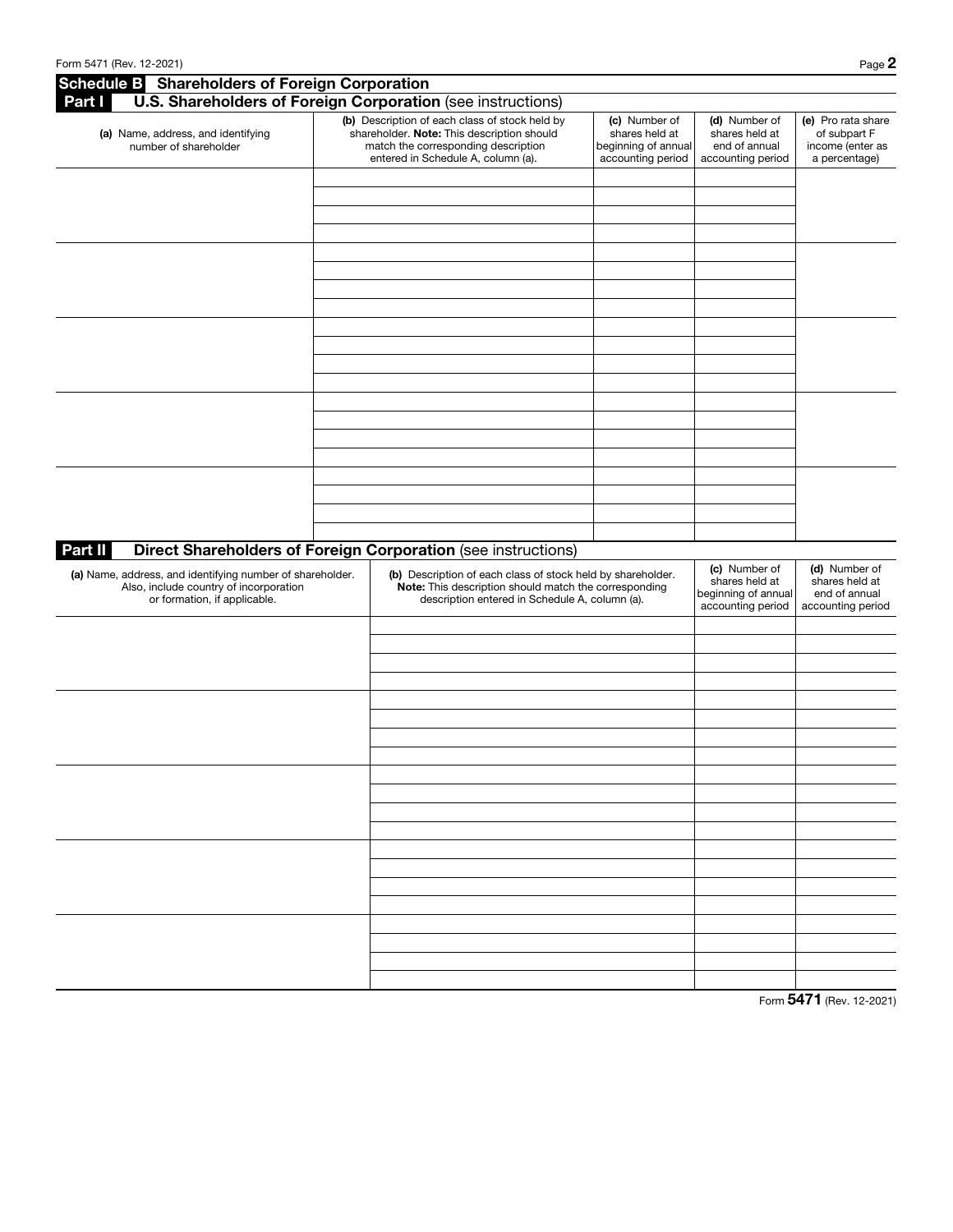## Schedule B Shareholders of Foreign Corporation

### Part I U.S. Shareholders of Foreign Corporation (see instructions)

| (a) Name, address, and identifying number of shareholder | (b) Description of each class of stock held by shareholder. **Note:** This description should match the corresponding description entered in Schedule A, column (a). | (c) Number of shares held at beginning of annual accounting period | (d) Number of shares held at end of annual accounting period | (e) Pro rata share of subpart F income (enter as a percentage) |
|---|---|---|---|---|
| | | | | |
| | | | | |
| | | | | |
| | | | | |
| | | | | |
| | | | | |
| | | | | |
| | | | | |
| | | | | |
| | | | | |
| | | | | |
| | | | | |
| | | | | |
| | | | | |
| | | | | |
| | | | | |
| | | | | |
| | | | | |
| | | | | |
| | | | | |

### Part II Direct Shareholders of Foreign Corporation (see instructions)

| (a) Name, address, and identifying number of shareholder. Also, include country of incorporation or formation, if applicable. | (b) Description of each class of stock held by shareholder. **Note:** This description should match the corresponding description entered in Schedule A, column (a). | (c) Number of shares held at beginning of annual accounting period | (d) Number of shares held at end of annual accounting period |
|---|---|---|---|
| | | | |
| | | | |
| | | | |
| | | | |
| | | | |
| | | | |
| | | | |
| | | | |
| | | | |
| | | | |
| | | | |
| | | | |
| | | | |
| | | | |
| | | | |
| | | | |
| | | | |
| | | | |
| | | | |
| | | | |

Form **5471** (Rev. 12-2021)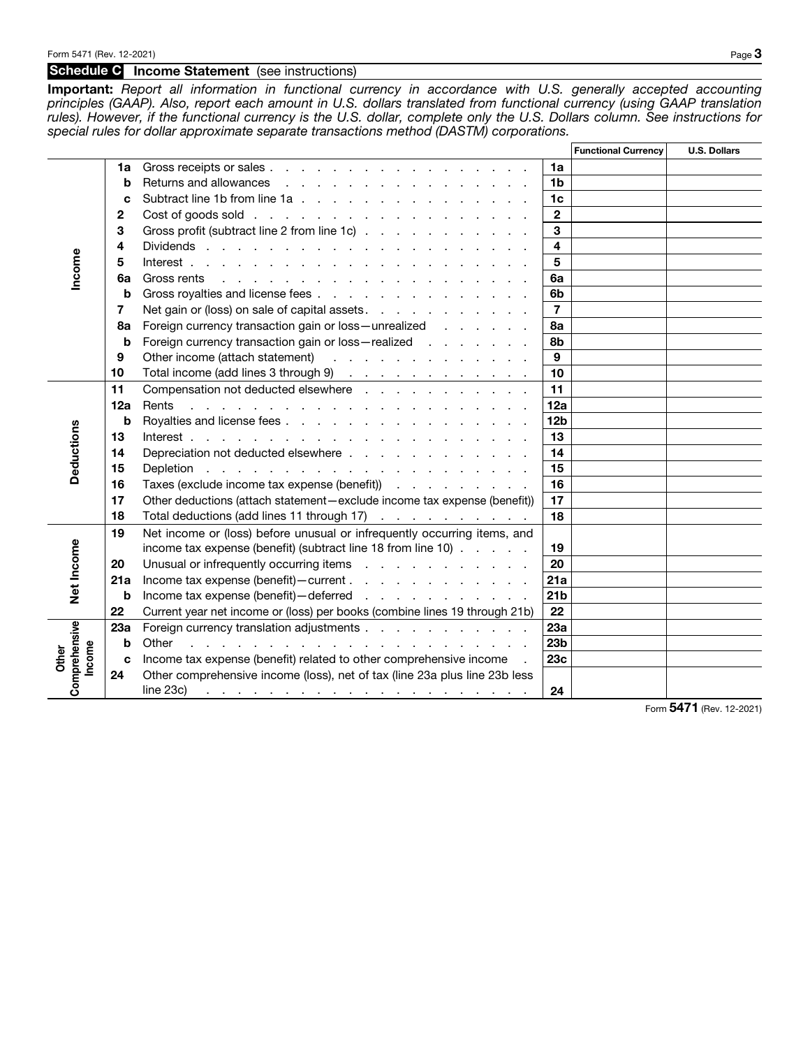## Schedule C Income Statement (see instructions)

**Important:** *Report all information in functional currency in accordance with U.S. generally accepted accounting principles (GAAP). Also, report each amount in U.S. dollars translated from functional currency (using GAAP translation rules). However, if the functional currency is the U.S. dollar, complete only the U.S. Dollars column. See instructions for special rules for dollar approximate separate transactions method (DASTM) corporations.*

| Section | | Description | Line | Functional Currency | U.S. Dollars |
|---|---|---|---|---|---|
| Income | 1a | Gross receipts or sales | 1a | | |
| | b | Returns and allowances | 1b | | |
| | c | Subtract line 1b from line 1a | 1c | | |
| | 2 | Cost of goods sold | 2 | | |
| | 3 | Gross profit (subtract line 2 from line 1c) | 3 | | |
| | 4 | Dividends | 4 | | |
| | 5 | Interest | 5 | | |
| | 6a | Gross rents | 6a | | |
| | b | Gross royalties and license fees | 6b | | |
| | 7 | Net gain or (loss) on sale of capital assets | 7 | | |
| | 8a | Foreign currency transaction gain or loss—unrealized | 8a | | |
| | b | Foreign currency transaction gain or loss—realized | 8b | | |
| | 9 | Other income (attach statement) | 9 | | |
| | 10 | Total income (add lines 3 through 9) | 10 | | |
| Deductions | 11 | Compensation not deducted elsewhere | 11 | | |
| | 12a | Rents | 12a | | |
| | b | Royalties and license fees | 12b | | |
| | 13 | Interest | 13 | | |
| | 14 | Depreciation not deducted elsewhere | 14 | | |
| | 15 | Depletion | 15 | | |
| | 16 | Taxes (exclude income tax expense (benefit)) | 16 | | |
| | 17 | Other deductions (attach statement—exclude income tax expense (benefit)) | 17 | | |
| | 18 | Total deductions (add lines 11 through 17) | 18 | | |
| Net Income | 19 | Net income or (loss) before unusual or infrequently occurring items, and income tax expense (benefit) (subtract line 18 from line 10) | 19 | | |
| | 20 | Unusual or infrequently occurring items | 20 | | |
| | 21a | Income tax expense (benefit)—current | 21a | | |
| | b | Income tax expense (benefit)—deferred | 21b | | |
| | 22 | Current year net income or (loss) per books (combine lines 19 through 21b) | 22 | | |
| Other Comprehensive Income | 23a | Foreign currency translation adjustments | 23a | | |
| | b | Other | 23b | | |
| | c | Income tax expense (benefit) related to other comprehensive income | 23c | | |
| | 24 | Other comprehensive income (loss), net of tax (line 23a plus line 23b less line 23c) | 24 | | |

Form **5471** (Rev. 12-2021)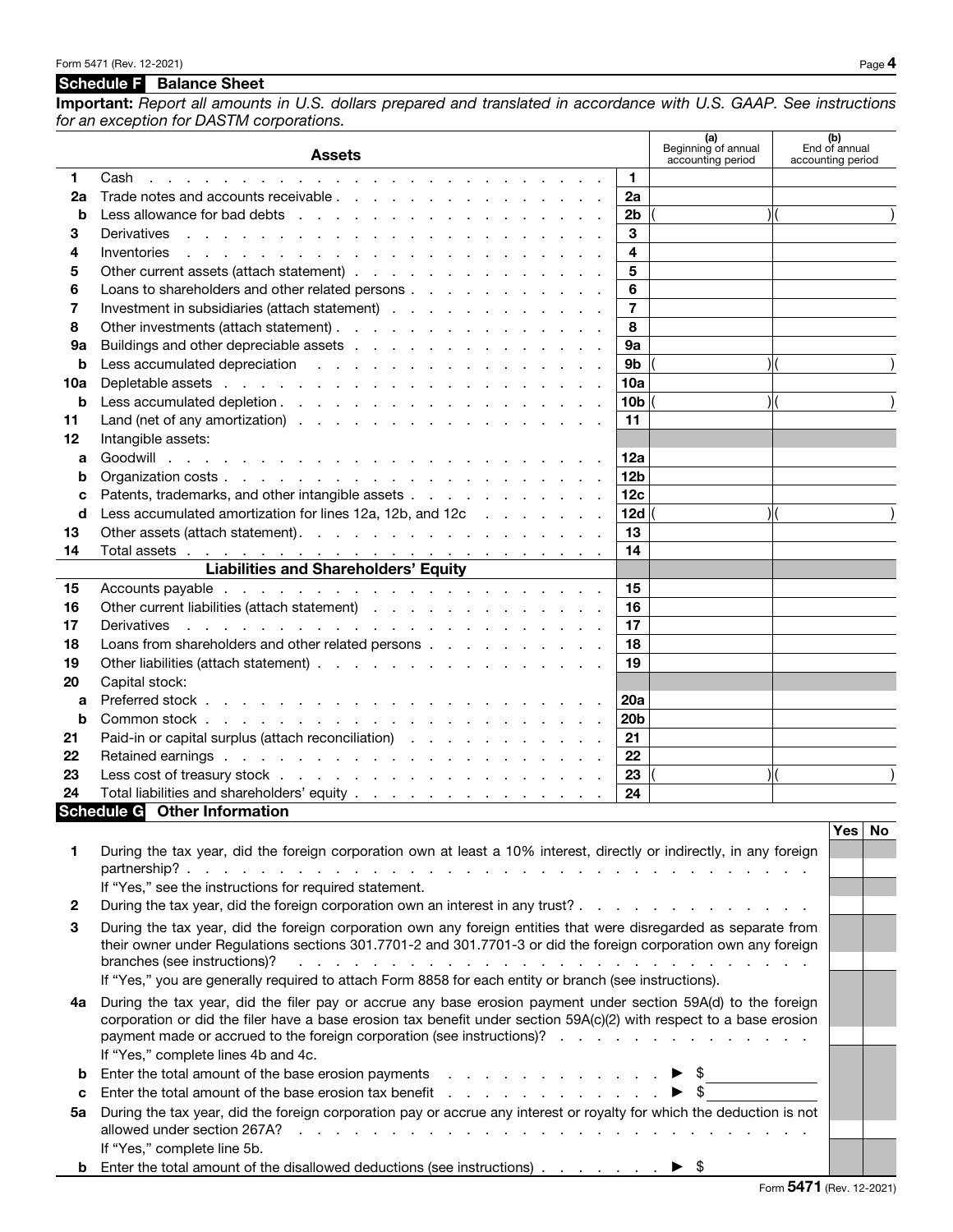## Schedule F Balance Sheet

**Important:** *Report all amounts in U.S. dollars prepared and translated in accordance with U.S. GAAP. See instructions for an exception for DASTM corporations.*

| | Assets | | (a) Beginning of annual accounting period | (b) End of annual accounting period |
|---|---|---|---|---|
| 1 | Cash | 1 | | |
| 2a | Trade notes and accounts receivable | 2a | | |
| b | Less allowance for bad debts | 2b | ( ) | ( ) |
| 3 | Derivatives | 3 | | |
| 4 | Inventories | 4 | | |
| 5 | Other current assets (attach statement) | 5 | | |
| 6 | Loans to shareholders and other related persons | 6 | | |
| 7 | Investment in subsidiaries (attach statement) | 7 | | |
| 8 | Other investments (attach statement) | 8 | | |
| 9a | Buildings and other depreciable assets | 9a | | |
| b | Less accumulated depreciation | 9b | ( ) | ( ) |
| 10a | Depletable assets | 10a | | |
| b | Less accumulated depletion | 10b | ( ) | ( ) |
| 11 | Land (net of any amortization) | 11 | | |
| 12 | Intangible assets: | | | |
| a | Goodwill | 12a | | |
| b | Organization costs | 12b | | |
| c | Patents, trademarks, and other intangible assets | 12c | | |
| d | Less accumulated amortization for lines 12a, 12b, and 12c | 12d | ( ) | ( ) |
| 13 | Other assets (attach statement) | 13 | | |
| 14 | Total assets | 14 | | |
| | **Liabilities and Shareholders' Equity** | | | |
| 15 | Accounts payable | 15 | | |
| 16 | Other current liabilities (attach statement) | 16 | | |
| 17 | Derivatives | 17 | | |
| 18 | Loans from shareholders and other related persons | 18 | | |
| 19 | Other liabilities (attach statement) | 19 | | |
| 20 | Capital stock: | | | |
| a | Preferred stock | 20a | | |
| b | Common stock | 20b | | |
| 21 | Paid-in or capital surplus (attach reconciliation) | 21 | | |
| 22 | Retained earnings | 22 | | |
| 23 | Less cost of treasury stock | 23 | ( ) | ( ) |
| 24 | Total liabilities and shareholders' equity | 24 | | |

## Schedule G Other Information

| | | Yes | No |
|---|---|---|---|
| 1 | During the tax year, did the foreign corporation own at least a 10% interest, directly or indirectly, in any foreign partnership? | | |
| | If "Yes," see the instructions for required statement. | | |
| 2 | During the tax year, did the foreign corporation own an interest in any trust? | | |
| 3 | During the tax year, did the foreign corporation own any foreign entities that were disregarded as separate from their owner under Regulations sections 301.7701-2 and 301.7701-3 or did the foreign corporation own any foreign branches (see instructions)? | | |
| | If "Yes," you are generally required to attach Form 8858 for each entity or branch (see instructions). | | |
| 4a | During the tax year, did the filer pay or accrue any base erosion payment under section 59A(d) to the foreign corporation or did the filer have a base erosion tax benefit under section 59A(c)(2) with respect to a base erosion payment made or accrued to the foreign corporation (see instructions)? | | |
| | If "Yes," complete lines 4b and 4c. | | |
| b | Enter the total amount of the base erosion payments ► $ | | |
| c | Enter the total amount of the base erosion tax benefit ► $ | | |
| 5a | During the tax year, did the foreign corporation pay or accrue any interest or royalty for which the deduction is not allowed under section 267A? | | |
| | If "Yes," complete line 5b. | | |
| b | Enter the total amount of the disallowed deductions (see instructions) ► $ | | |

Form **5471** (Rev. 12-2021)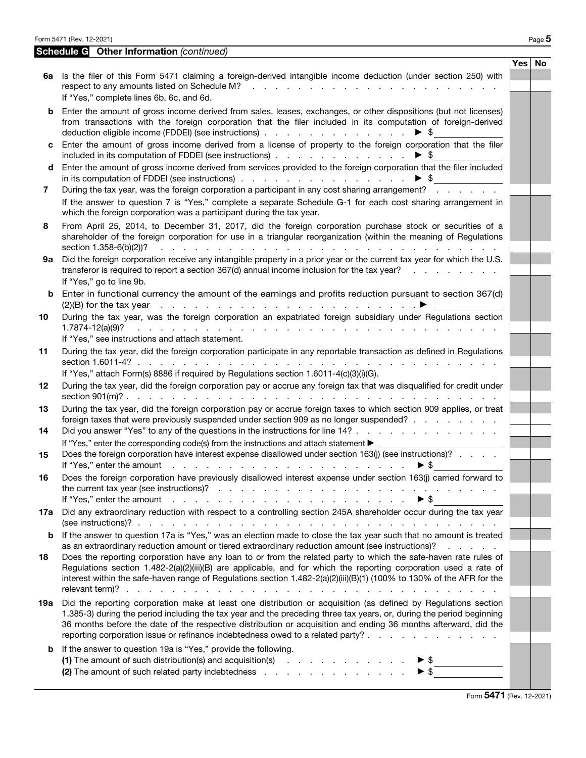## Schedule G Other Information *(continued)*

| | | Yes | No |
|---|---|---|---|
| **6a** | Is the filer of this Form 5471 claiming a foreign-derived intangible income deduction (under section 250) with respect to any amounts listed on Schedule M? If "Yes," complete lines 6b, 6c, and 6d. | | |
| **b** | Enter the amount of gross income derived from sales, leases, exchanges, or other dispositions (but not licenses) from transactions with the foreign corporation that the filer included in its computation of foreign-derived deduction eligible income (FDDEI) (see instructions) ▶ $ | | |
| **c** | Enter the amount of gross income derived from a license of property to the foreign corporation that the filer included in its computation of FDDEI (see instructions) ▶ $ | | |
| **d** | Enter the amount of gross income derived from services provided to the foreign corporation that the filer included in its computation of FDDEI (see instructions) ▶ $ | | |
| **7** | During the tax year, was the foreign corporation a participant in any cost sharing arrangement? | | |
| | If the answer to question 7 is "Yes," complete a separate Schedule G-1 for each cost sharing arrangement in which the foreign corporation was a participant during the tax year. | | |
| **8** | From April 25, 2014, to December 31, 2017, did the foreign corporation purchase stock or securities of a shareholder of the foreign corporation for use in a triangular reorganization (within the meaning of Regulations section 1.358-6(b)(2))? | | |
| **9a** | Did the foreign corporation receive any intangible property in a prior year or the current tax year for which the U.S. transferor is required to report a section 367(d) annual income inclusion for the tax year? If "Yes," go to line 9b. | | |
| **b** | Enter in functional currency the amount of the earnings and profits reduction pursuant to section 367(d)(2)(B) for the tax year ▶ | | |
| **10** | During the tax year, was the foreign corporation an expatriated foreign subsidiary under Regulations section 1.7874-12(a)(9)? If "Yes," see instructions and attach statement. | | |
| **11** | During the tax year, did the foreign corporation participate in any reportable transaction as defined in Regulations section 1.6011-4? If "Yes," attach Form(s) 8886 if required by Regulations section 1.6011-4(c)(3)(i)(G). | | |
| **12** | During the tax year, did the foreign corporation pay or accrue any foreign tax that was disqualified for credit under section 901(m)? | | |
| **13** | During the tax year, did the foreign corporation pay or accrue foreign taxes to which section 909 applies, or treat foreign taxes that were previously suspended under section 909 as no longer suspended? | | |
| **14** | Did you answer "Yes" to any of the questions in the instructions for line 14? If "Yes," enter the corresponding code(s) from the instructions and attach statement ▶ | | |
| **15** | Does the foreign corporation have interest expense disallowed under section 163(j) (see instructions)? If "Yes," enter the amount ▶ $ | | |
| **16** | Does the foreign corporation have previously disallowed interest expense under section 163(j) carried forward to the current tax year (see instructions)? If "Yes," enter the amount ▶ $ | | |
| **17a** | Did any extraordinary reduction with respect to a controlling section 245A shareholder occur during the tax year (see instructions)? | | |
| **b** | If the answer to question 17a is "Yes," was an election made to close the tax year such that no amount is treated as an extraordinary reduction amount or tiered extraordinary reduction amount (see instructions)? | | |
| **18** | Does the reporting corporation have any loan to or from the related party to which the safe-haven rate rules of Regulations section 1.482-2(a)(2)(iii)(B) are applicable, and for which the reporting corporation used a rate of interest within the safe-haven range of Regulations section 1.482-2(a)(2)(iii)(B)(1) (100% to 130% of the AFR for the relevant term)? | | |
| **19a** | Did the reporting corporation make at least one distribution or acquisition (as defined by Regulations section 1.385-3) during the period including the tax year and the preceding three tax years, or, during the period beginning 36 months before the date of the respective distribution or acquisition and ending 36 months afterward, did the reporting corporation issue or refinance indebtedness owed to a related party? | | |
| **b** | If the answer to question 19a is "Yes," provide the following.<br>**(1)** The amount of such distribution(s) and acquisition(s) ▶ $<br>**(2)** The amount of such related party indebtedness ▶ $ | | |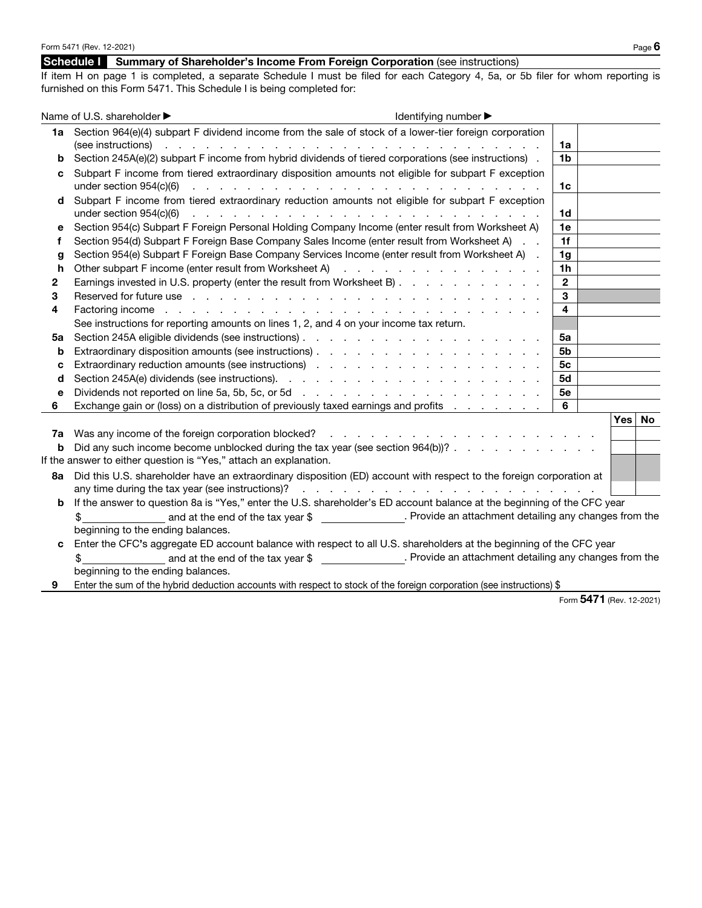## Schedule I Summary of Shareholder's Income From Foreign Corporation (see instructions)

If item H on page 1 is completed, a separate Schedule I must be filed for each Category 4, 5a, or 5b filer for whom reporting is furnished on this Form 5471. This Schedule I is being completed for:

Name of U.S. shareholder ▶ Identifying number ▶

| | | | |
|---|---|---|---|
| **1a** | Section 964(e)(4) subpart F dividend income from the sale of stock of a lower-tier foreign corporation (see instructions) | **1a** | |
| **b** | Section 245A(e)(2) subpart F income from hybrid dividends of tiered corporations (see instructions) | **1b** | |
| **c** | Subpart F income from tiered extraordinary disposition amounts not eligible for subpart F exception under section 954(c)(6) | **1c** | |
| **d** | Subpart F income from tiered extraordinary reduction amounts not eligible for subpart F exception under section 954(c)(6) | **1d** | |
| **e** | Section 954(c) Subpart F Foreign Personal Holding Company Income (enter result from Worksheet A) | **1e** | |
| **f** | Section 954(d) Subpart F Foreign Base Company Sales Income (enter result from Worksheet A) | **1f** | |
| **g** | Section 954(e) Subpart F Foreign Base Company Services Income (enter result from Worksheet A) | **1g** | |
| **h** | Other subpart F income (enter result from Worksheet A) | **1h** | |
| **2** | Earnings invested in U.S. property (enter the result from Worksheet B) | **2** | |
| **3** | Reserved for future use | **3** | |
| **4** | Factoring income | **4** | |
| | See instructions for reporting amounts on lines 1, 2, and 4 on your income tax return. | | |
| **5a** | Section 245A eligible dividends (see instructions) | **5a** | |
| **b** | Extraordinary disposition amounts (see instructions) | **5b** | |
| **c** | Extraordinary reduction amounts (see instructions) | **5c** | |
| **d** | Section 245A(e) dividends (see instructions) | **5d** | |
| **e** | Dividends not reported on line 5a, 5b, 5c, or 5d | **5e** | |
| **6** | Exchange gain or (loss) on a distribution of previously taxed earnings and profits | **6** | |

| | | Yes | No |
|---|---|---|---|
| **7a** | Was any income of the foreign corporation blocked? | | |
| **b** | Did any such income become unblocked during the tax year (see section 964(b))? | | |

If the answer to either question is "Yes," attach an explanation.

| | | Yes | No |
|---|---|---|---|
| **8a** | Did this U.S. shareholder have an extraordinary disposition (ED) account with respect to the foreign corporation at any time during the tax year (see instructions)? | | |

**b** If the answer to question 8a is "Yes," enter the U.S. shareholder's ED account balance at the beginning of the CFC year $\_\_\_\_\_\_\_\_ and at the end of the tax year $\_\_\_\_\_\_\_\_. Provide an attachment detailing any changes from the beginning to the ending balances.

**c** Enter the CFC's aggregate ED account balance with respect to all U.S. shareholders at the beginning of the CFC year $\_\_\_\_\_\_\_\_ and at the end of the tax year $\_\_\_\_\_\_\_\_. Provide an attachment detailing any changes from the beginning to the ending balances.

**9** Enter the sum of the hybrid deduction accounts with respect to stock of the foreign corporation (see instructions) $

Form **5471** (Rev. 12-2021)